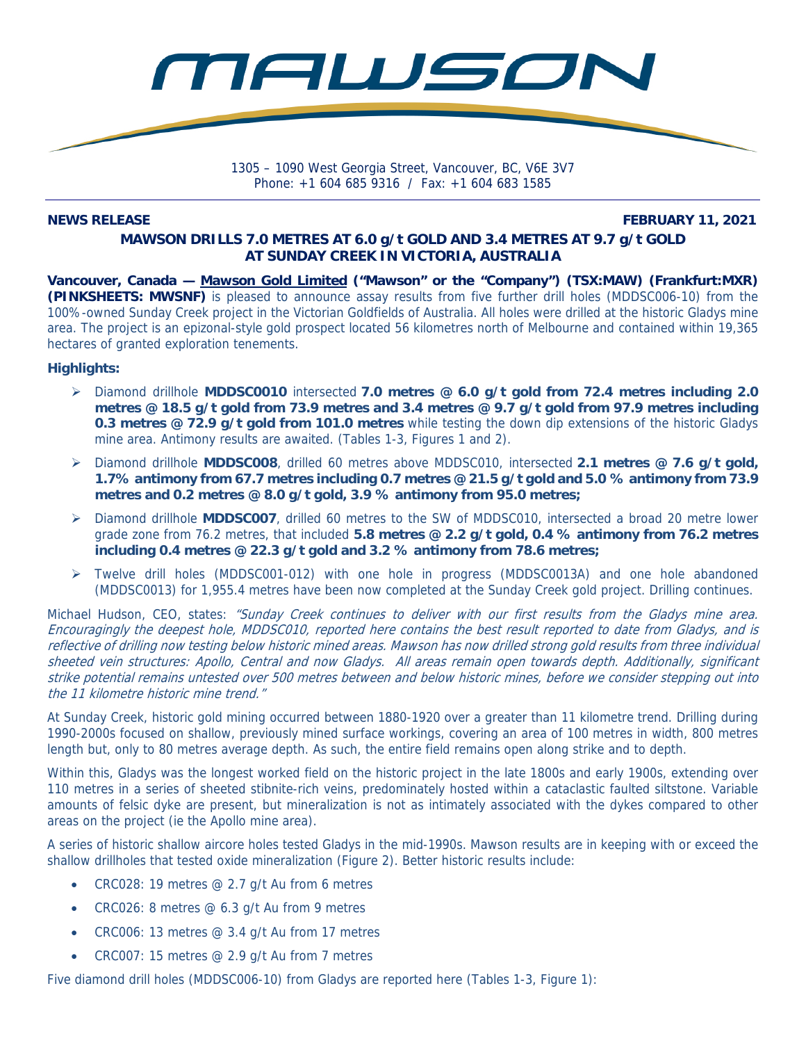# MAWSON

1305 – 1090 West Georgia Street, Vancouver, BC, V6E 3V7
Phone: +1 604 685 9316 / Fax: +1 604 683 1585

**NEWS RELEASE** **FEBRUARY 11, 2021**

## MAWSON DRILLS 7.0 METRES AT 6.0 g/t GOLD AND 3.4 METRES AT 9.7 g/t GOLD AT SUNDAY CREEK IN VICTORIA, AUSTRALIA

**Vancouver, Canada — Mawson Gold Limited ("Mawson" or the "Company") (TSX:MAW) (Frankfurt:MXR) (PINKSHEETS: MWSNF)** is pleased to announce assay results from five further drill holes (MDDSC006-10) from the 100%-owned Sunday Creek project in the Victorian Goldfields of Australia. All holes were drilled at the historic Gladys mine area. The project is an epizonal-style gold prospect located 56 kilometres north of Melbourne and contained within 19,365 hectares of granted exploration tenements.

**Highlights:**

- Diamond drillhole **MDDSC0010** intersected **7.0 metres @ 6.0 g/t gold from 72.4 metres including 2.0 metres @ 18.5 g/t gold from 73.9 metres and 3.4 metres @ 9.7 g/t gold from 97.9 metres including 0.3 metres @ 72.9 g/t gold from 101.0 metres** while testing the down dip extensions of the historic Gladys mine area. Antimony results are awaited. (Tables 1-3, Figures 1 and 2).
- Diamond drillhole **MDDSC008**, drilled 60 metres above MDDSC010, intersected **2.1 metres @ 7.6 g/t gold, 1.7% antimony from 67.7 metres including 0.7 metres @ 21.5 g/t gold and 5.0 % antimony from 73.9 metres and 0.2 metres @ 8.0 g/t gold, 3.9 % antimony from 95.0 metres;**
- Diamond drillhole **MDDSC007**, drilled 60 metres to the SW of MDDSC010, intersected a broad 20 metre lower grade zone from 76.2 metres, that included **5.8 metres @ 2.2 g/t gold, 0.4 % antimony from 76.2 metres including 0.4 metres @ 22.3 g/t gold and 3.2 % antimony from 78.6 metres;**
- Twelve drill holes (MDDSC001-012) with one hole in progress (MDDSC0013A) and one hole abandoned (MDDSC0013) for 1,955.4 metres have been now completed at the Sunday Creek gold project. Drilling continues.

Michael Hudson, CEO, states: *"Sunday Creek continues to deliver with our first results from the Gladys mine area. Encouragingly the deepest hole, MDDSC010, reported here contains the best result reported to date from Gladys, and is reflective of drilling now testing below historic mined areas. Mawson has now drilled strong gold results from three individual sheeted vein structures: Apollo, Central and now Gladys. All areas remain open towards depth. Additionally, significant strike potential remains untested over 500 metres between and below historic mines, before we consider stepping out into the 11 kilometre historic mine trend."*

At Sunday Creek, historic gold mining occurred between 1880-1920 over a greater than 11 kilometre trend. Drilling during 1990-2000s focused on shallow, previously mined surface workings, covering an area of 100 metres in width, 800 metres length but, only to 80 metres average depth. As such, the entire field remains open along strike and to depth.

Within this, Gladys was the longest worked field on the historic project in the late 1800s and early 1900s, extending over 110 metres in a series of sheeted stibnite-rich veins, predominately hosted within a cataclastic faulted siltstone. Variable amounts of felsic dyke are present, but mineralization is not as intimately associated with the dykes compared to other areas on the project (ie the Apollo mine area).

A series of historic shallow aircore holes tested Gladys in the mid-1990s. Mawson results are in keeping with or exceed the shallow drillholes that tested oxide mineralization (Figure 2). Better historic results include:

- CRC028: 19 metres @ 2.7 g/t Au from 6 metres
- CRC026: 8 metres @ 6.3 g/t Au from 9 metres
- CRC006: 13 metres @ 3.4 g/t Au from 17 metres
- CRC007: 15 metres @ 2.9 g/t Au from 7 metres

Five diamond drill holes (MDDSC006-10) from Gladys are reported here (Tables 1-3, Figure 1):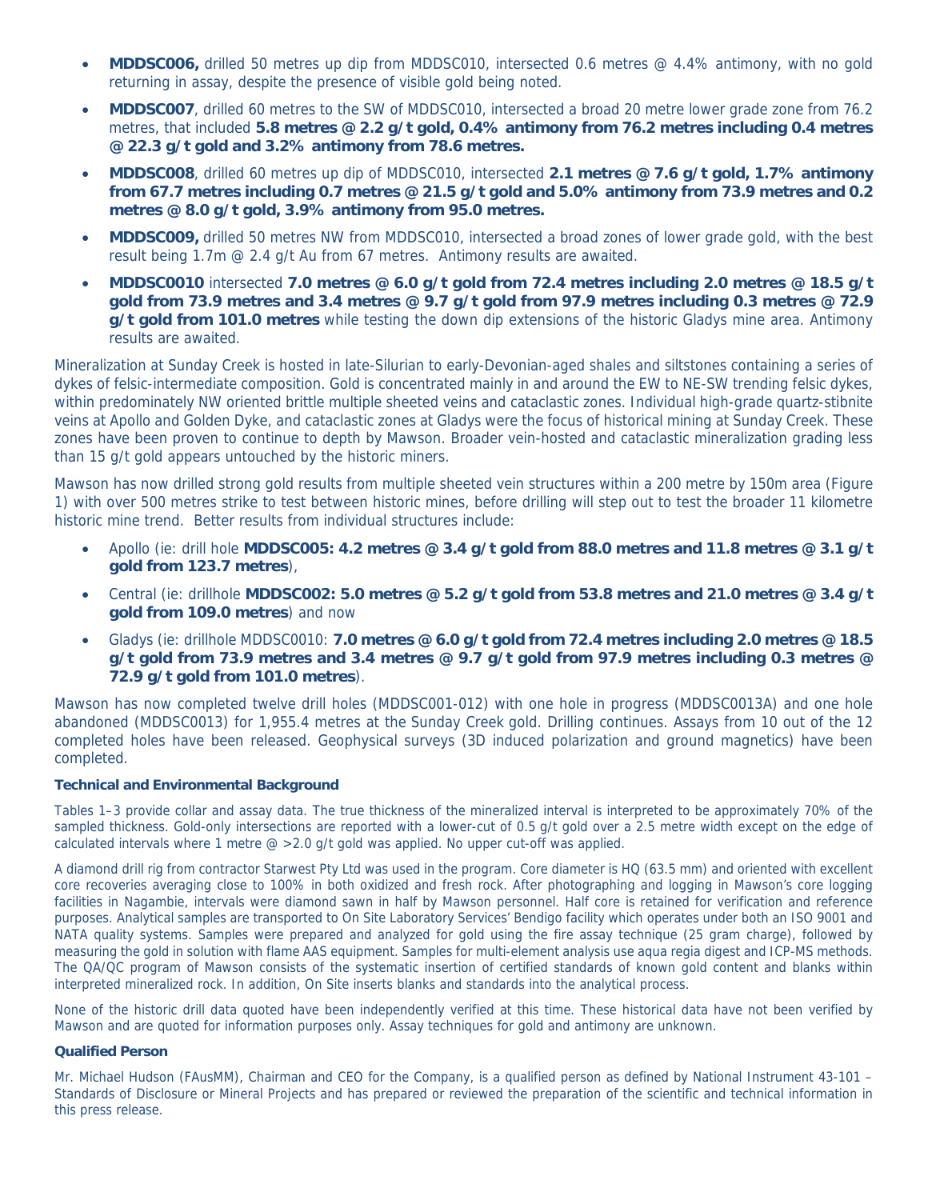- **MDDSC006,** drilled 50 metres up dip from MDDSC010, intersected 0.6 metres @ 4.4% antimony, with no gold returning in assay, despite the presence of visible gold being noted.
- **MDDSC007**, drilled 60 metres to the SW of MDDSC010, intersected a broad 20 metre lower grade zone from 76.2 metres, that included **5.8 metres @ 2.2 g/t gold, 0.4% antimony from 76.2 metres including 0.4 metres @ 22.3 g/t gold and 3.2% antimony from 78.6 metres.**
- **MDDSC008**, drilled 60 metres up dip of MDDSC010, intersected **2.1 metres @ 7.6 g/t gold, 1.7% antimony from 67.7 metres including 0.7 metres @ 21.5 g/t gold and 5.0% antimony from 73.9 metres and 0.2 metres @ 8.0 g/t gold, 3.9% antimony from 95.0 metres.**
- **MDDSC009,** drilled 50 metres NW from MDDSC010, intersected a broad zones of lower grade gold, with the best result being 1.7m @ 2.4 g/t Au from 67 metres. Antimony results are awaited.
- **MDDSC0010** intersected **7.0 metres @ 6.0 g/t gold from 72.4 metres including 2.0 metres @ 18.5 g/t gold from 73.9 metres and 3.4 metres @ 9.7 g/t gold from 97.9 metres including 0.3 metres @ 72.9 g/t gold from 101.0 metres** while testing the down dip extensions of the historic Gladys mine area. Antimony results are awaited.

Mineralization at Sunday Creek is hosted in late-Silurian to early-Devonian-aged shales and siltstones containing a series of dykes of felsic-intermediate composition. Gold is concentrated mainly in and around the EW to NE-SW trending felsic dykes, within predominately NW oriented brittle multiple sheeted veins and cataclastic zones. Individual high-grade quartz-stibnite veins at Apollo and Golden Dyke, and cataclastic zones at Gladys were the focus of historical mining at Sunday Creek. These zones have been proven to continue to depth by Mawson. Broader vein-hosted and cataclastic mineralization grading less than 15 g/t gold appears untouched by the historic miners.

Mawson has now drilled strong gold results from multiple sheeted vein structures within a 200 metre by 150m area (Figure 1) with over 500 metres strike to test between historic mines, before drilling will step out to test the broader 11 kilometre historic mine trend. Better results from individual structures include:

- Apollo (ie: drill hole **MDDSC005: 4.2 metres @ 3.4 g/t gold from 88.0 metres and 11.8 metres @ 3.1 g/t gold from 123.7 metres**),
- Central (ie: drillhole **MDDSC002: 5.0 metres @ 5.2 g/t gold from 53.8 metres and 21.0 metres @ 3.4 g/t gold from 109.0 metres**) and now
- Gladys (ie: drillhole MDDSC0010: **7.0 metres @ 6.0 g/t gold from 72.4 metres including 2.0 metres @ 18.5 g/t gold from 73.9 metres and 3.4 metres @ 9.7 g/t gold from 97.9 metres including 0.3 metres @ 72.9 g/t gold from 101.0 metres**).

Mawson has now completed twelve drill holes (MDDSC001-012) with one hole in progress (MDDSC0013A) and one hole abandoned (MDDSC0013) for 1,955.4 metres at the Sunday Creek gold. Drilling continues. Assays from 10 out of the 12 completed holes have been released. Geophysical surveys (3D induced polarization and ground magnetics) have been completed.

### Technical and Environmental Background

Tables 1–3 provide collar and assay data. The true thickness of the mineralized interval is interpreted to be approximately 70% of the sampled thickness. Gold-only intersections are reported with a lower-cut of 0.5 g/t gold over a 2.5 metre width except on the edge of calculated intervals where 1 metre @ >2.0 g/t gold was applied. No upper cut-off was applied.

A diamond drill rig from contractor Starwest Pty Ltd was used in the program. Core diameter is HQ (63.5 mm) and oriented with excellent core recoveries averaging close to 100% in both oxidized and fresh rock. After photographing and logging in Mawson's core logging facilities in Nagambie, intervals were diamond sawn in half by Mawson personnel. Half core is retained for verification and reference purposes. Analytical samples are transported to On Site Laboratory Services' Bendigo facility which operates under both an ISO 9001 and NATA quality systems. Samples were prepared and analyzed for gold using the fire assay technique (25 gram charge), followed by measuring the gold in solution with flame AAS equipment. Samples for multi-element analysis use aqua regia digest and ICP-MS methods. The QA/QC program of Mawson consists of the systematic insertion of certified standards of known gold content and blanks within interpreted mineralized rock. In addition, On Site inserts blanks and standards into the analytical process.

None of the historic drill data quoted have been independently verified at this time. These historical data have not been verified by Mawson and are quoted for information purposes only. Assay techniques for gold and antimony are unknown.

### Qualified Person

Mr. Michael Hudson (FAusMM), Chairman and CEO for the Company, is a qualified person as defined by National Instrument 43-101 – Standards of Disclosure or Mineral Projects and has prepared or reviewed the preparation of the scientific and technical information in this press release.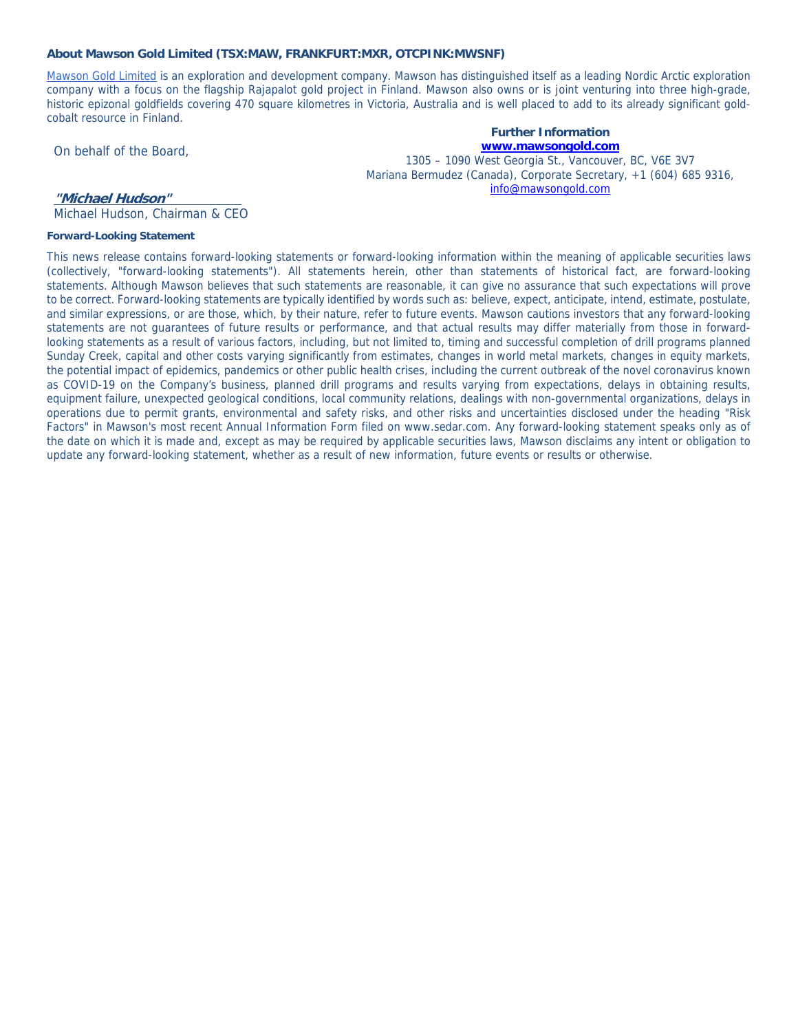### About Mawson Gold Limited (TSX:MAW, FRANKFURT:MXR, OTCPINK:MWSNF)

Mawson Gold Limited is an exploration and development company. Mawson has distinguished itself as a leading Nordic Arctic exploration company with a focus on the flagship Rajapalot gold project in Finland. Mawson also owns or is joint venturing into three high-grade, historic epizonal goldfields covering 470 square kilometres in Victoria, Australia and is well placed to add to its already significant gold-cobalt resource in Finland.

On behalf of the Board,

***"Michael Hudson"***
Michael Hudson, Chairman & CEO

**Further Information**
**www.mawsongold.com**
1305 – 1090 West Georgia St., Vancouver, BC, V6E 3V7
Mariana Bermudez (Canada), Corporate Secretary, +1 (604) 685 9316,
info@mawsongold.com

**Forward-Looking Statement**

This news release contains forward-looking statements or forward-looking information within the meaning of applicable securities laws (collectively, "forward-looking statements"). All statements herein, other than statements of historical fact, are forward-looking statements. Although Mawson believes that such statements are reasonable, it can give no assurance that such expectations will prove to be correct. Forward-looking statements are typically identified by words such as: believe, expect, anticipate, intend, estimate, postulate, and similar expressions, or are those, which, by their nature, refer to future events. Mawson cautions investors that any forward-looking statements are not guarantees of future results or performance, and that actual results may differ materially from those in forward-looking statements as a result of various factors, including, but not limited to, timing and successful completion of drill programs planned Sunday Creek, capital and other costs varying significantly from estimates, changes in world metal markets, changes in equity markets, the potential impact of epidemics, pandemics or other public health crises, including the current outbreak of the novel coronavirus known as COVID-19 on the Company's business, planned drill programs and results varying from expectations, delays in obtaining results, equipment failure, unexpected geological conditions, local community relations, dealings with non-governmental organizations, delays in operations due to permit grants, environmental and safety risks, and other risks and uncertainties disclosed under the heading "Risk Factors" in Mawson's most recent Annual Information Form filed on www.sedar.com. Any forward-looking statement speaks only as of the date on which it is made and, except as may be required by applicable securities laws, Mawson disclaims any intent or obligation to update any forward-looking statement, whether as a result of new information, future events or results or otherwise.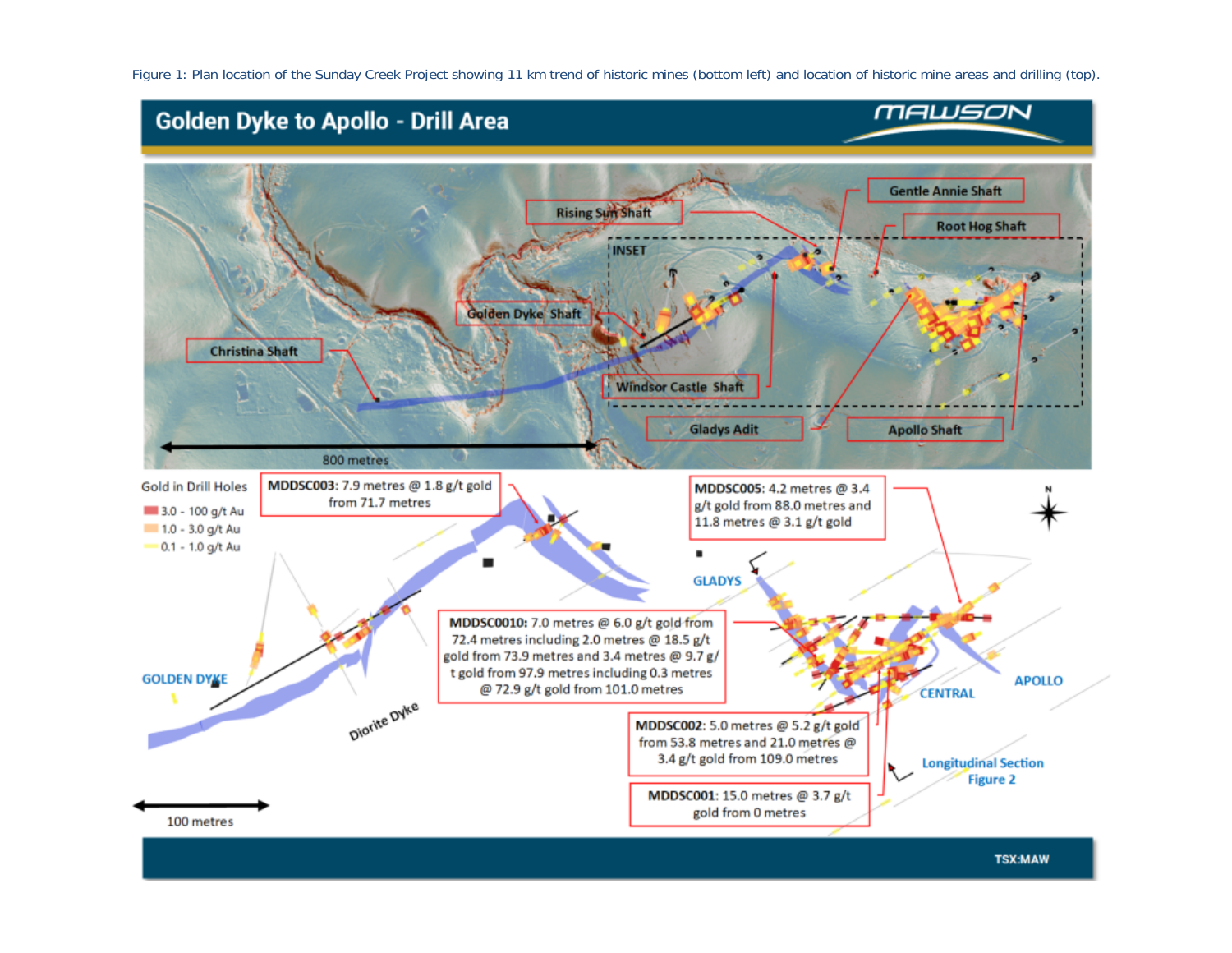Figure 1: Plan location of the Sunday Creek Project showing 11 km trend of historic mines (bottom left) and location of historic mine areas and drilling (top).

## Golden Dyke to Apollo - Drill Area

Rising Sun Shaft

Gentle Annie Shaft

Root Hog Shaft

INSET

Golden Dyke Shaft

Christina Shaft

Windsor Castle Shaft

Gladys Adit

Apollo Shaft

800 metres

Gold in Drill Holes

- 3.0 - 100 g/t Au
- 1.0 - 3.0 g/t Au
- 0.1 - 1.0 g/t Au

**MDDSC003**: 7.9 metres @ 1.8 g/t gold from 71.7 metres

**MDDSC005**: 4.2 metres @ 3.4 g/t gold from 88.0 metres and 11.8 metres @ 3.1 g/t gold

GLADYS

**MDDSC0010:** 7.0 metres @ 6.0 g/t gold from 72.4 metres including 2.0 metres @ 18.5 g/t gold from 73.9 metres and 3.4 metres @ 9.7 g/t gold from 97.9 metres including 0.3 metres @ 72.9 g/t gold from 101.0 metres

GOLDEN DYKE

Diorite Dyke

CENTRAL

APOLLO

**MDDSC002:** 5.0 metres @ 5.2 g/t gold from 53.8 metres and 21.0 metres @ 3.4 g/t gold from 109.0 metres

Longitudinal Section Figure 2

**MDDSC001:** 15.0 metres @ 3.7 g/t gold from 0 metres

100 metres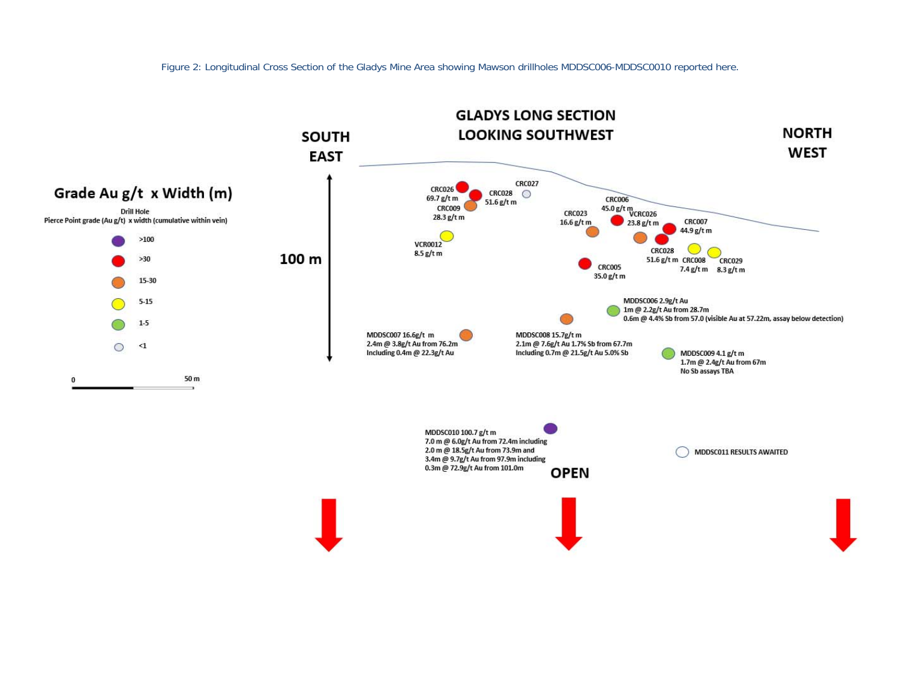Figure 2: Longitudinal Cross Section of the Gladys Mine Area showing Mawson drillholes MDDSC006-MDDSC0010 reported here.

**GLADYS LONG SECTION LOOKING SOUTHWEST**

SOUTH EAST

NORTH WEST

**Grade Au g/t x Width (m)**

Drill Hole
Pierce Point grade (Au g/t) x width (cumulative within vein)

- >100
- >30
- 15-30
- 5-15
- 1-5
- <1

0 50 m

100 m

CRC026 69.7 g/t m

CRC028 51.6 g/t m

CRC027

CRC009 28.3 g/t m

VCR0012 8.5 g/t m

CRC006 45.0 g/t m

CRC023 16.6 g/t m

VCRC026 23.8 g/t m

CRC007 44.9 g/t m

CRC028 51.6 g/t m

CRC008 7.4 g/t m

CRC029 8.3 g/t m

CRC005 35.0 g/t m

MDDSC006 2.9g/t Au
1m @ 2.2g/t Au from 28.7m
0.6m @ 4.4% Sb from 57.0 (visible Au at 57.22m, assay below detection)

MDDSC007 16.6g/t m
2.4m @ 3.8g/t Au from 76.2m
Including 0.4m @ 22.3g/t Au

MDDSC008 15.7g/t m
2.1m @ 7.6g/t Au 1.7% Sb from 67.7m
Including 0.7m @ 21.5g/t Au 5.0% Sb

MDDSC009 4.1 g/t m
1.7m @ 2.4g/t Au from 67m
No Sb assays TBA

MDDSC010 100.7 g/t m
7.0 m @ 6.0g/t Au from 72.4m including
2.0 m @ 18.5g/t Au from 73.9m and
3.4m @ 9.7g/t Au from 97.9m including
0.3m @ 72.9g/t Au from 101.0m

MDDSC011 RESULTS AWAITED

OPEN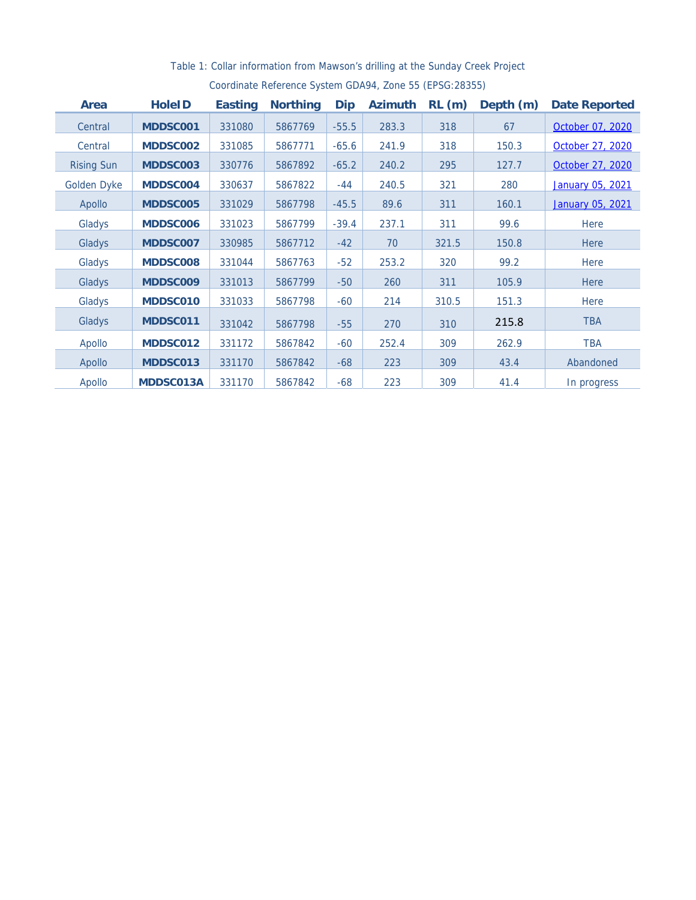Table 1: Collar information from Mawson's drilling at the Sunday Creek Project

Coordinate Reference System GDA94, Zone 55 (EPSG:28355)

| Area | HoleID | Easting | Northing | Dip | Azimuth | RL (m) | Depth (m) | Date Reported |
|---|---|---|---|---|---|---|---|---|
| Central | **MDDSC001** | 331080 | 5867769 | -55.5 | 283.3 | 318 | 67 | October 07, 2020 |
| Central | **MDDSC002** | 331085 | 5867771 | -65.6 | 241.9 | 318 | 150.3 | October 27, 2020 |
| Rising Sun | **MDDSC003** | 330776 | 5867892 | -65.2 | 240.2 | 295 | 127.7 | October 27, 2020 |
| Golden Dyke | **MDDSC004** | 330637 | 5867822 | -44 | 240.5 | 321 | 280 | January 05, 2021 |
| Apollo | **MDDSC005** | 331029 | 5867798 | -45.5 | 89.6 | 311 | 160.1 | January 05, 2021 |
| Gladys | **MDDSC006** | 331023 | 5867799 | -39.4 | 237.1 | 311 | 99.6 | Here |
| Gladys | **MDDSC007** | 330985 | 5867712 | -42 | 70 | 321.5 | 150.8 | Here |
| Gladys | **MDDSC008** | 331044 | 5867763 | -52 | 253.2 | 320 | 99.2 | Here |
| Gladys | **MDDSC009** | 331013 | 5867799 | -50 | 260 | 311 | 105.9 | Here |
| Gladys | **MDDSC010** | 331033 | 5867798 | -60 | 214 | 310.5 | 151.3 | Here |
| Gladys | **MDDSC011** | 331042 | 5867798 | -55 | 270 | 310 | 215.8 | TBA |
| Apollo | **MDDSC012** | 331172 | 5867842 | -60 | 252.4 | 309 | 262.9 | TBA |
| Apollo | **MDDSC013** | 331170 | 5867842 | -68 | 223 | 309 | 43.4 | Abandoned |
| Apollo | **MDDSC013A** | 331170 | 5867842 | -68 | 223 | 309 | 41.4 | In progress |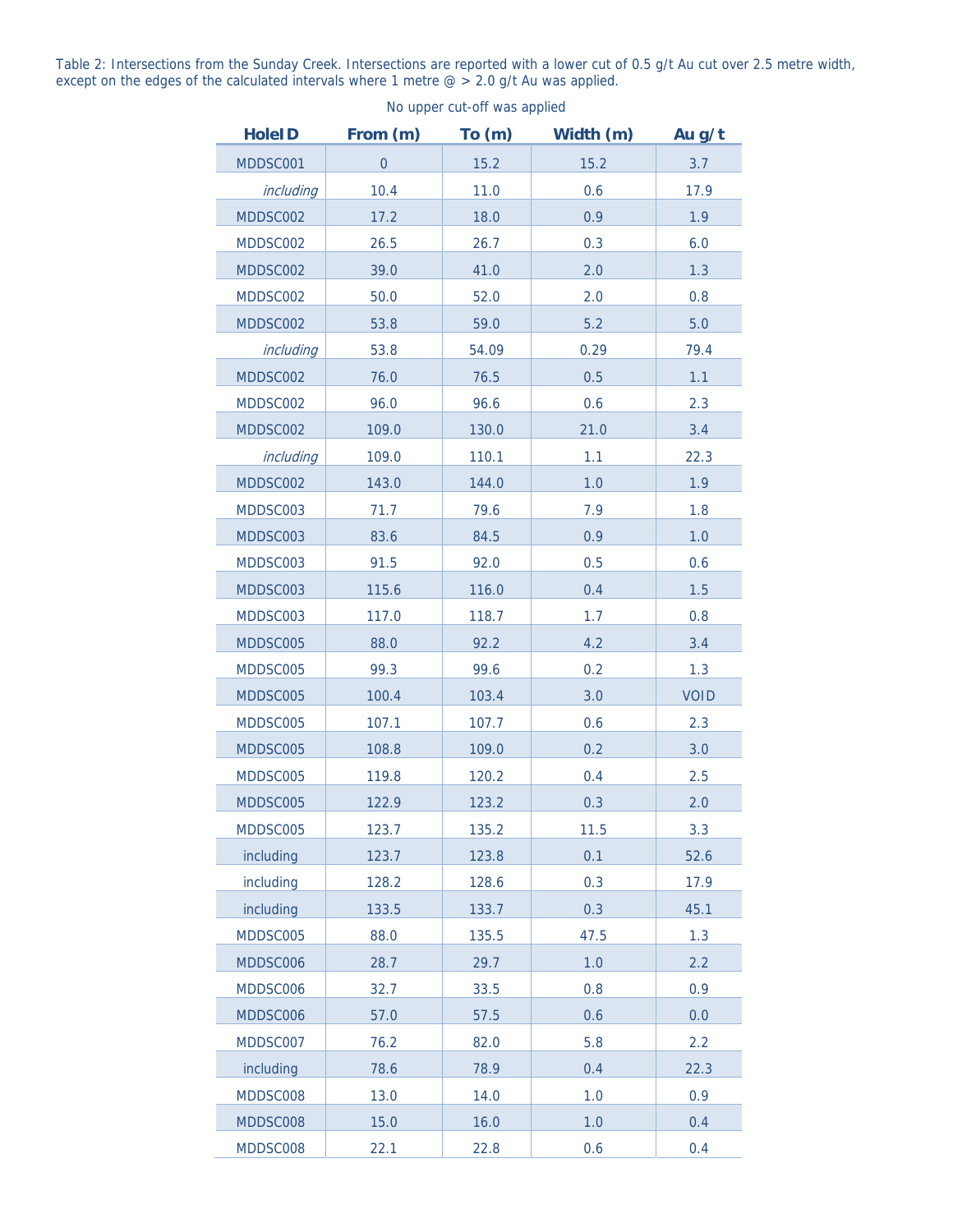Table 2: Intersections from the Sunday Creek. Intersections are reported with a lower cut of 0.5 g/t Au cut over 2.5 metre width, except on the edges of the calculated intervals where 1 metre @ > 2.0 g/t Au was applied.

No upper cut-off was applied

| HoleID | From (m) | To (m) | Width (m) | Au g/t |
|---|---|---|---|---|
| MDDSC001 | 0 | 15.2 | 15.2 | 3.7 |
| *including* | 10.4 | 11.0 | 0.6 | 17.9 |
| MDDSC002 | 17.2 | 18.0 | 0.9 | 1.9 |
| MDDSC002 | 26.5 | 26.7 | 0.3 | 6.0 |
| MDDSC002 | 39.0 | 41.0 | 2.0 | 1.3 |
| MDDSC002 | 50.0 | 52.0 | 2.0 | 0.8 |
| MDDSC002 | 53.8 | 59.0 | 5.2 | 5.0 |
| *including* | 53.8 | 54.09 | 0.29 | 79.4 |
| MDDSC002 | 76.0 | 76.5 | 0.5 | 1.1 |
| MDDSC002 | 96.0 | 96.6 | 0.6 | 2.3 |
| MDDSC002 | 109.0 | 130.0 | 21.0 | 3.4 |
| *including* | 109.0 | 110.1 | 1.1 | 22.3 |
| MDDSC002 | 143.0 | 144.0 | 1.0 | 1.9 |
| MDDSC003 | 71.7 | 79.6 | 7.9 | 1.8 |
| MDDSC003 | 83.6 | 84.5 | 0.9 | 1.0 |
| MDDSC003 | 91.5 | 92.0 | 0.5 | 0.6 |
| MDDSC003 | 115.6 | 116.0 | 0.4 | 1.5 |
| MDDSC003 | 117.0 | 118.7 | 1.7 | 0.8 |
| MDDSC005 | 88.0 | 92.2 | 4.2 | 3.4 |
| MDDSC005 | 99.3 | 99.6 | 0.2 | 1.3 |
| MDDSC005 | 100.4 | 103.4 | 3.0 | VOID |
| MDDSC005 | 107.1 | 107.7 | 0.6 | 2.3 |
| MDDSC005 | 108.8 | 109.0 | 0.2 | 3.0 |
| MDDSC005 | 119.8 | 120.2 | 0.4 | 2.5 |
| MDDSC005 | 122.9 | 123.2 | 0.3 | 2.0 |
| MDDSC005 | 123.7 | 135.2 | 11.5 | 3.3 |
| including | 123.7 | 123.8 | 0.1 | 52.6 |
| including | 128.2 | 128.6 | 0.3 | 17.9 |
| including | 133.5 | 133.7 | 0.3 | 45.1 |
| MDDSC005 | 88.0 | 135.5 | 47.5 | 1.3 |
| MDDSC006 | 28.7 | 29.7 | 1.0 | 2.2 |
| MDDSC006 | 32.7 | 33.5 | 0.8 | 0.9 |
| MDDSC006 | 57.0 | 57.5 | 0.6 | 0.0 |
| MDDSC007 | 76.2 | 82.0 | 5.8 | 2.2 |
| including | 78.6 | 78.9 | 0.4 | 22.3 |
| MDDSC008 | 13.0 | 14.0 | 1.0 | 0.9 |
| MDDSC008 | 15.0 | 16.0 | 1.0 | 0.4 |
| MDDSC008 | 22.1 | 22.8 | 0.6 | 0.4 |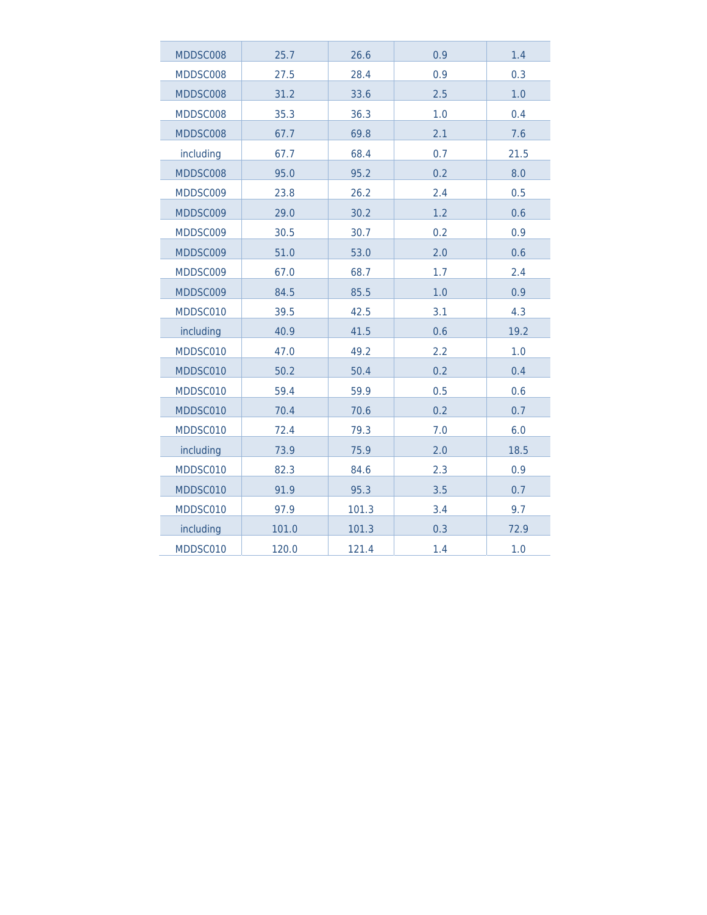| | | | | |
|---|---|---|---|---|
| MDDSC008 | 25.7 | 26.6 | 0.9 | 1.4 |
| MDDSC008 | 27.5 | 28.4 | 0.9 | 0.3 |
| MDDSC008 | 31.2 | 33.6 | 2.5 | 1.0 |
| MDDSC008 | 35.3 | 36.3 | 1.0 | 0.4 |
| MDDSC008 | 67.7 | 69.8 | 2.1 | 7.6 |
| including | 67.7 | 68.4 | 0.7 | 21.5 |
| MDDSC008 | 95.0 | 95.2 | 0.2 | 8.0 |
| MDDSC009 | 23.8 | 26.2 | 2.4 | 0.5 |
| MDDSC009 | 29.0 | 30.2 | 1.2 | 0.6 |
| MDDSC009 | 30.5 | 30.7 | 0.2 | 0.9 |
| MDDSC009 | 51.0 | 53.0 | 2.0 | 0.6 |
| MDDSC009 | 67.0 | 68.7 | 1.7 | 2.4 |
| MDDSC009 | 84.5 | 85.5 | 1.0 | 0.9 |
| MDDSC010 | 39.5 | 42.5 | 3.1 | 4.3 |
| including | 40.9 | 41.5 | 0.6 | 19.2 |
| MDDSC010 | 47.0 | 49.2 | 2.2 | 1.0 |
| MDDSC010 | 50.2 | 50.4 | 0.2 | 0.4 |
| MDDSC010 | 59.4 | 59.9 | 0.5 | 0.6 |
| MDDSC010 | 70.4 | 70.6 | 0.2 | 0.7 |
| MDDSC010 | 72.4 | 79.3 | 7.0 | 6.0 |
| including | 73.9 | 75.9 | 2.0 | 18.5 |
| MDDSC010 | 82.3 | 84.6 | 2.3 | 0.9 |
| MDDSC010 | 91.9 | 95.3 | 3.5 | 0.7 |
| MDDSC010 | 97.9 | 101.3 | 3.4 | 9.7 |
| including | 101.0 | 101.3 | 0.3 | 72.9 |
| MDDSC010 | 120.0 | 121.4 | 1.4 | 1.0 |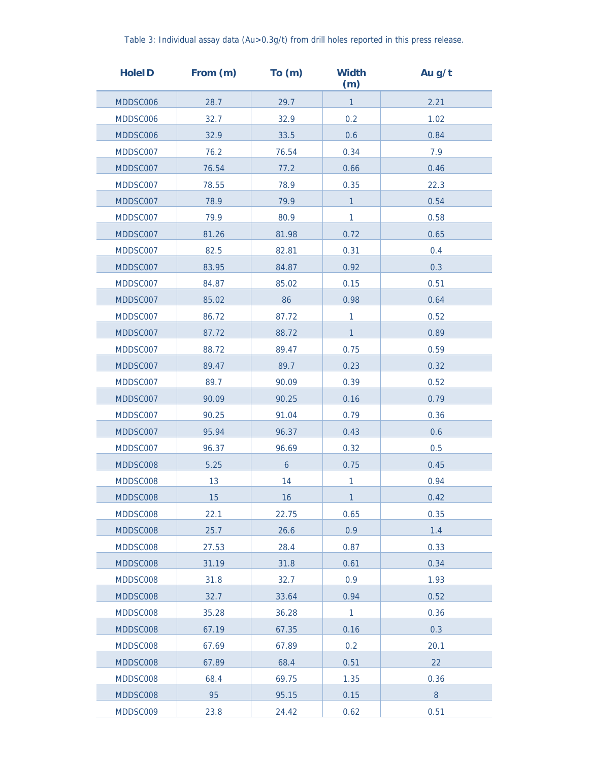Table 3: Individual assay data (Au>0.3g/t) from drill holes reported in this press release.

| HoleID | From (m) | To (m) | Width (m) | Au g/t |
|---|---|---|---|---|
| MDDSC006 | 28.7 | 29.7 | 1 | 2.21 |
| MDDSC006 | 32.7 | 32.9 | 0.2 | 1.02 |
| MDDSC006 | 32.9 | 33.5 | 0.6 | 0.84 |
| MDDSC007 | 76.2 | 76.54 | 0.34 | 7.9 |
| MDDSC007 | 76.54 | 77.2 | 0.66 | 0.46 |
| MDDSC007 | 78.55 | 78.9 | 0.35 | 22.3 |
| MDDSC007 | 78.9 | 79.9 | 1 | 0.54 |
| MDDSC007 | 79.9 | 80.9 | 1 | 0.58 |
| MDDSC007 | 81.26 | 81.98 | 0.72 | 0.65 |
| MDDSC007 | 82.5 | 82.81 | 0.31 | 0.4 |
| MDDSC007 | 83.95 | 84.87 | 0.92 | 0.3 |
| MDDSC007 | 84.87 | 85.02 | 0.15 | 0.51 |
| MDDSC007 | 85.02 | 86 | 0.98 | 0.64 |
| MDDSC007 | 86.72 | 87.72 | 1 | 0.52 |
| MDDSC007 | 87.72 | 88.72 | 1 | 0.89 |
| MDDSC007 | 88.72 | 89.47 | 0.75 | 0.59 |
| MDDSC007 | 89.47 | 89.7 | 0.23 | 0.32 |
| MDDSC007 | 89.7 | 90.09 | 0.39 | 0.52 |
| MDDSC007 | 90.09 | 90.25 | 0.16 | 0.79 |
| MDDSC007 | 90.25 | 91.04 | 0.79 | 0.36 |
| MDDSC007 | 95.94 | 96.37 | 0.43 | 0.6 |
| MDDSC007 | 96.37 | 96.69 | 0.32 | 0.5 |
| MDDSC008 | 5.25 | 6 | 0.75 | 0.45 |
| MDDSC008 | 13 | 14 | 1 | 0.94 |
| MDDSC008 | 15 | 16 | 1 | 0.42 |
| MDDSC008 | 22.1 | 22.75 | 0.65 | 0.35 |
| MDDSC008 | 25.7 | 26.6 | 0.9 | 1.4 |
| MDDSC008 | 27.53 | 28.4 | 0.87 | 0.33 |
| MDDSC008 | 31.19 | 31.8 | 0.61 | 0.34 |
| MDDSC008 | 31.8 | 32.7 | 0.9 | 1.93 |
| MDDSC008 | 32.7 | 33.64 | 0.94 | 0.52 |
| MDDSC008 | 35.28 | 36.28 | 1 | 0.36 |
| MDDSC008 | 67.19 | 67.35 | 0.16 | 0.3 |
| MDDSC008 | 67.69 | 67.89 | 0.2 | 20.1 |
| MDDSC008 | 67.89 | 68.4 | 0.51 | 22 |
| MDDSC008 | 68.4 | 69.75 | 1.35 | 0.36 |
| MDDSC008 | 95 | 95.15 | 0.15 | 8 |
| MDDSC009 | 23.8 | 24.42 | 0.62 | 0.51 |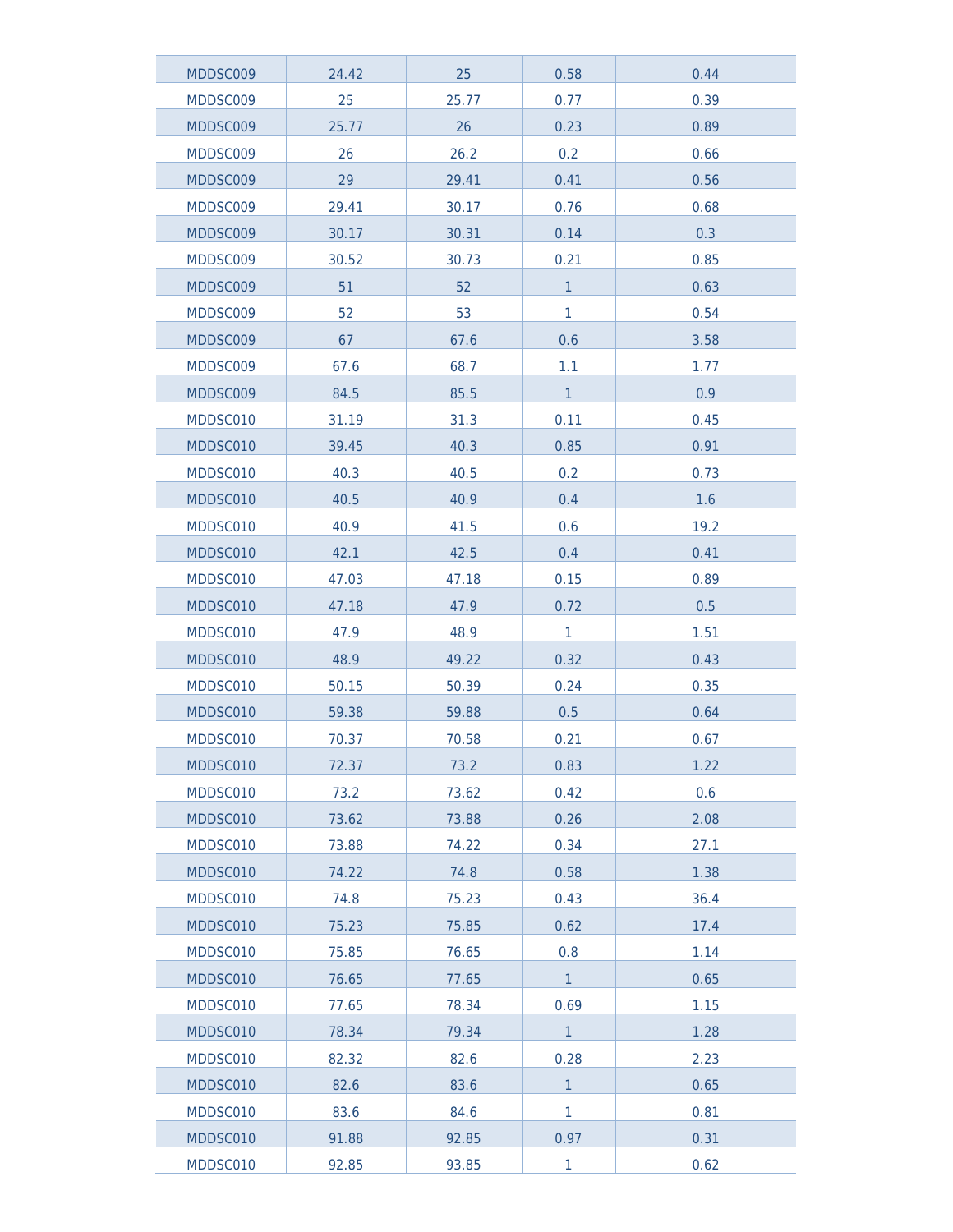| MDDSC009 | 24.42 | 25 | 0.58 | 0.44 |
|---|---|---|---|---|
| MDDSC009 | 25 | 25.77 | 0.77 | 0.39 |
| MDDSC009 | 25.77 | 26 | 0.23 | 0.89 |
| MDDSC009 | 26 | 26.2 | 0.2 | 0.66 |
| MDDSC009 | 29 | 29.41 | 0.41 | 0.56 |
| MDDSC009 | 29.41 | 30.17 | 0.76 | 0.68 |
| MDDSC009 | 30.17 | 30.31 | 0.14 | 0.3 |
| MDDSC009 | 30.52 | 30.73 | 0.21 | 0.85 |
| MDDSC009 | 51 | 52 | 1 | 0.63 |
| MDDSC009 | 52 | 53 | 1 | 0.54 |
| MDDSC009 | 67 | 67.6 | 0.6 | 3.58 |
| MDDSC009 | 67.6 | 68.7 | 1.1 | 1.77 |
| MDDSC009 | 84.5 | 85.5 | 1 | 0.9 |
| MDDSC010 | 31.19 | 31.3 | 0.11 | 0.45 |
| MDDSC010 | 39.45 | 40.3 | 0.85 | 0.91 |
| MDDSC010 | 40.3 | 40.5 | 0.2 | 0.73 |
| MDDSC010 | 40.5 | 40.9 | 0.4 | 1.6 |
| MDDSC010 | 40.9 | 41.5 | 0.6 | 19.2 |
| MDDSC010 | 42.1 | 42.5 | 0.4 | 0.41 |
| MDDSC010 | 47.03 | 47.18 | 0.15 | 0.89 |
| MDDSC010 | 47.18 | 47.9 | 0.72 | 0.5 |
| MDDSC010 | 47.9 | 48.9 | 1 | 1.51 |
| MDDSC010 | 48.9 | 49.22 | 0.32 | 0.43 |
| MDDSC010 | 50.15 | 50.39 | 0.24 | 0.35 |
| MDDSC010 | 59.38 | 59.88 | 0.5 | 0.64 |
| MDDSC010 | 70.37 | 70.58 | 0.21 | 0.67 |
| MDDSC010 | 72.37 | 73.2 | 0.83 | 1.22 |
| MDDSC010 | 73.2 | 73.62 | 0.42 | 0.6 |
| MDDSC010 | 73.62 | 73.88 | 0.26 | 2.08 |
| MDDSC010 | 73.88 | 74.22 | 0.34 | 27.1 |
| MDDSC010 | 74.22 | 74.8 | 0.58 | 1.38 |
| MDDSC010 | 74.8 | 75.23 | 0.43 | 36.4 |
| MDDSC010 | 75.23 | 75.85 | 0.62 | 17.4 |
| MDDSC010 | 75.85 | 76.65 | 0.8 | 1.14 |
| MDDSC010 | 76.65 | 77.65 | 1 | 0.65 |
| MDDSC010 | 77.65 | 78.34 | 0.69 | 1.15 |
| MDDSC010 | 78.34 | 79.34 | 1 | 1.28 |
| MDDSC010 | 82.32 | 82.6 | 0.28 | 2.23 |
| MDDSC010 | 82.6 | 83.6 | 1 | 0.65 |
| MDDSC010 | 83.6 | 84.6 | 1 | 0.81 |
| MDDSC010 | 91.88 | 92.85 | 0.97 | 0.31 |
| MDDSC010 | 92.85 | 93.85 | 1 | 0.62 |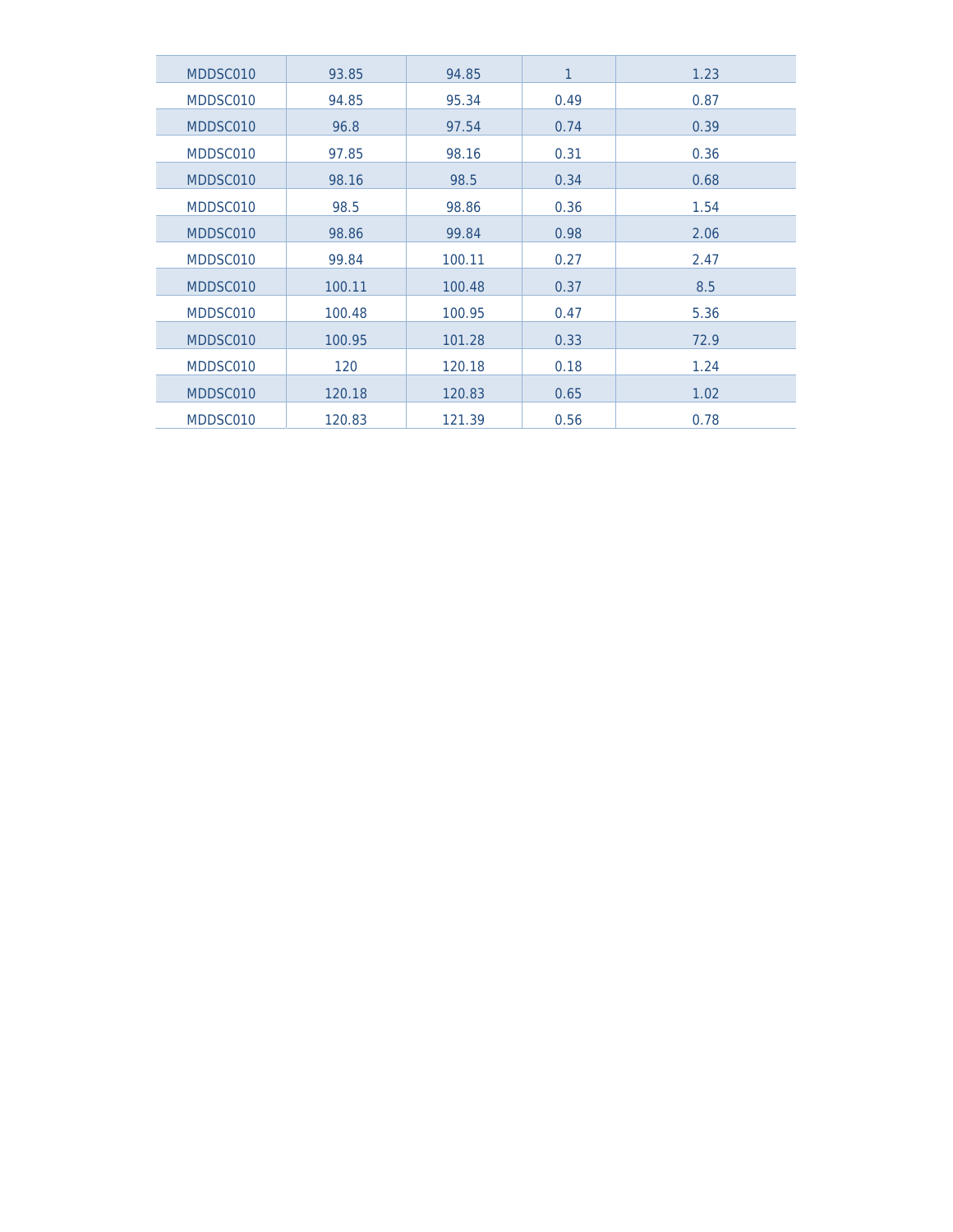| | | | | |
|---|---|---|---|---|
| MDDSC010 | 93.85 | 94.85 | 1 | 1.23 |
| MDDSC010 | 94.85 | 95.34 | 0.49 | 0.87 |
| MDDSC010 | 96.8 | 97.54 | 0.74 | 0.39 |
| MDDSC010 | 97.85 | 98.16 | 0.31 | 0.36 |
| MDDSC010 | 98.16 | 98.5 | 0.34 | 0.68 |
| MDDSC010 | 98.5 | 98.86 | 0.36 | 1.54 |
| MDDSC010 | 98.86 | 99.84 | 0.98 | 2.06 |
| MDDSC010 | 99.84 | 100.11 | 0.27 | 2.47 |
| MDDSC010 | 100.11 | 100.48 | 0.37 | 8.5 |
| MDDSC010 | 100.48 | 100.95 | 0.47 | 5.36 |
| MDDSC010 | 100.95 | 101.28 | 0.33 | 72.9 |
| MDDSC010 | 120 | 120.18 | 0.18 | 1.24 |
| MDDSC010 | 120.18 | 120.83 | 0.65 | 1.02 |
| MDDSC010 | 120.83 | 121.39 | 0.56 | 0.78 |